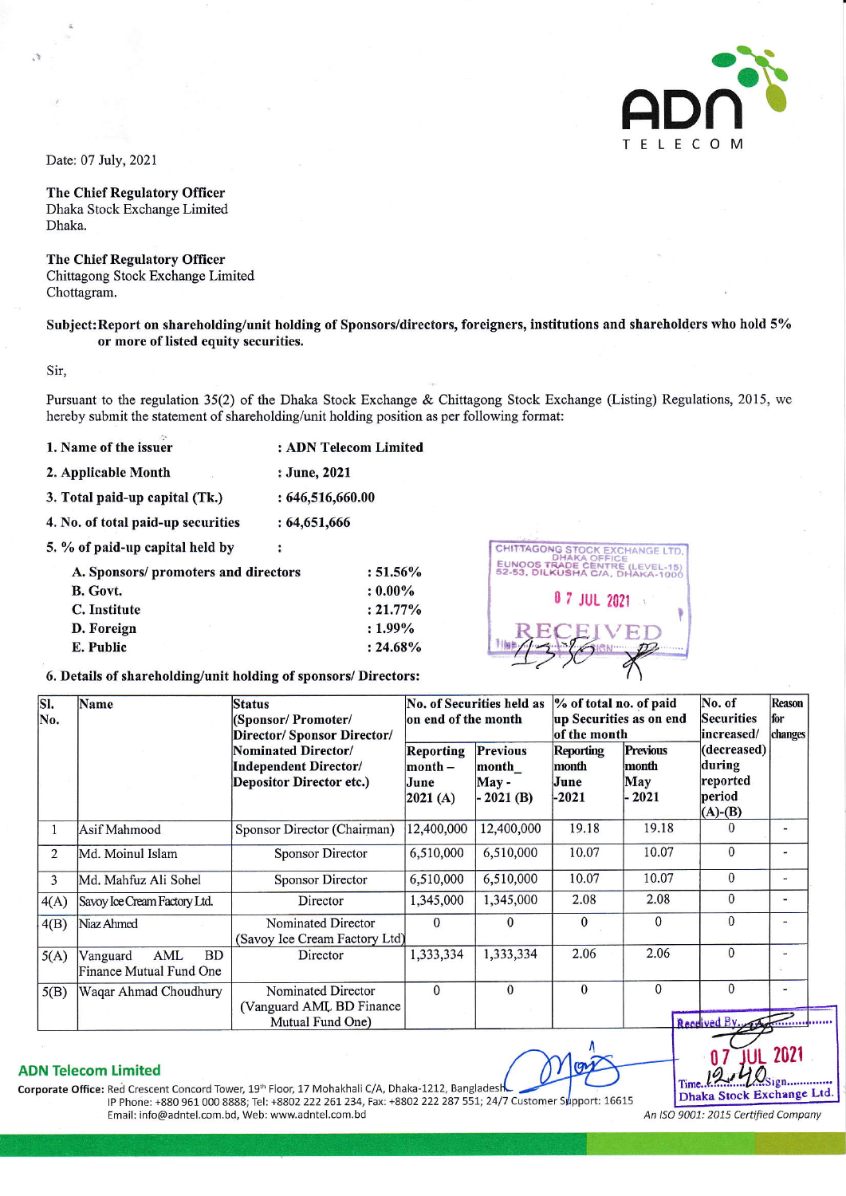Date: 07 July, 2021

**The Chief Regulatory Officer**
Dhaka Stock Exchange Limited
Dhaka.

**The Chief Regulatory Officer**
Chittagong Stock Exchange Limited
Chottagram.

**Subject: Report on shareholding/unit holding of Sponsors/directors, foreigners, institutions and shareholders who hold 5% or more of listed equity securities.**

Sir,

Pursuant to the regulation 35(2) of the Dhaka Stock Exchange & Chittagong Stock Exchange (Listing) Regulations, 2015, we hereby submit the statement of shareholding/unit holding position as per following format:

**1. Name of the issuer** : **ADN Telecom Limited**

**2. Applicable Month** : **June, 2021**

**3. Total paid-up capital (Tk.)** : **646,516,660.00**

**4. No. of total paid-up securities** : **64,651,666**

**5. % of paid-up capital held by** :

- **A. Sponsors/ promoters and directors** : **51.56%**
- **B. Govt.** : **0.00%**
- **C. Institute** : **21.77%**
- **D. Foreign** : **1.99%**
- **E. Public** : **24.68%**

**6. Details of shareholding/unit holding of sponsors/ Directors:**

| Sl. No. | Name | Status (Sponsor/ Promoter/ Director/ Sponsor Director/ Nominated Director/ Independent Director/ Depositor Director etc.) | No. of Securities held as on end of the month | | % of total no. of paid up Securities as on end of the month | | No. of Securities increased/ (decreased) during reported period (A)-(B) | Reason for changes |
|---|---|---|---|---|---|---|---|---|
| | | | Reporting month – June 2021 (A) | Previous month May - 2021 (B) | Reporting month June -2021 | Previous month May - 2021 | | |
| 1 | Asif Mahmood | Sponsor Director (Chairman) | 12,400,000 | 12,400,000 | 19.18 | 19.18 | 0 | - |
| 2 | Md. Moinul Islam | Sponsor Director | 6,510,000 | 6,510,000 | 10.07 | 10.07 | 0 | - |
| 3 | Md. Mahfuz Ali Sohel | Sponsor Director | 6,510,000 | 6,510,000 | 10.07 | 10.07 | 0 | - |
| 4(A) | Savoy Ice Cream Factory Ltd. | Director | 1,345,000 | 1,345,000 | 2.08 | 2.08 | 0 | - |
| 4(B) | Niaz Ahmed | Nominated Director (Savoy Ice Cream Factory Ltd) | 0 | 0 | 0 | 0 | 0 | - |
| 5(A) | Vanguard AML BD Finance Mutual Fund One | Director | 1,333,334 | 1,333,334 | 2.06 | 2.06 | 0 | - |
| 5(B) | Waqar Ahmad Choudhury | Nominated Director (Vanguard AML BD Finance Mutual Fund One) | 0 | 0 | 0 | 0 | 0 | - |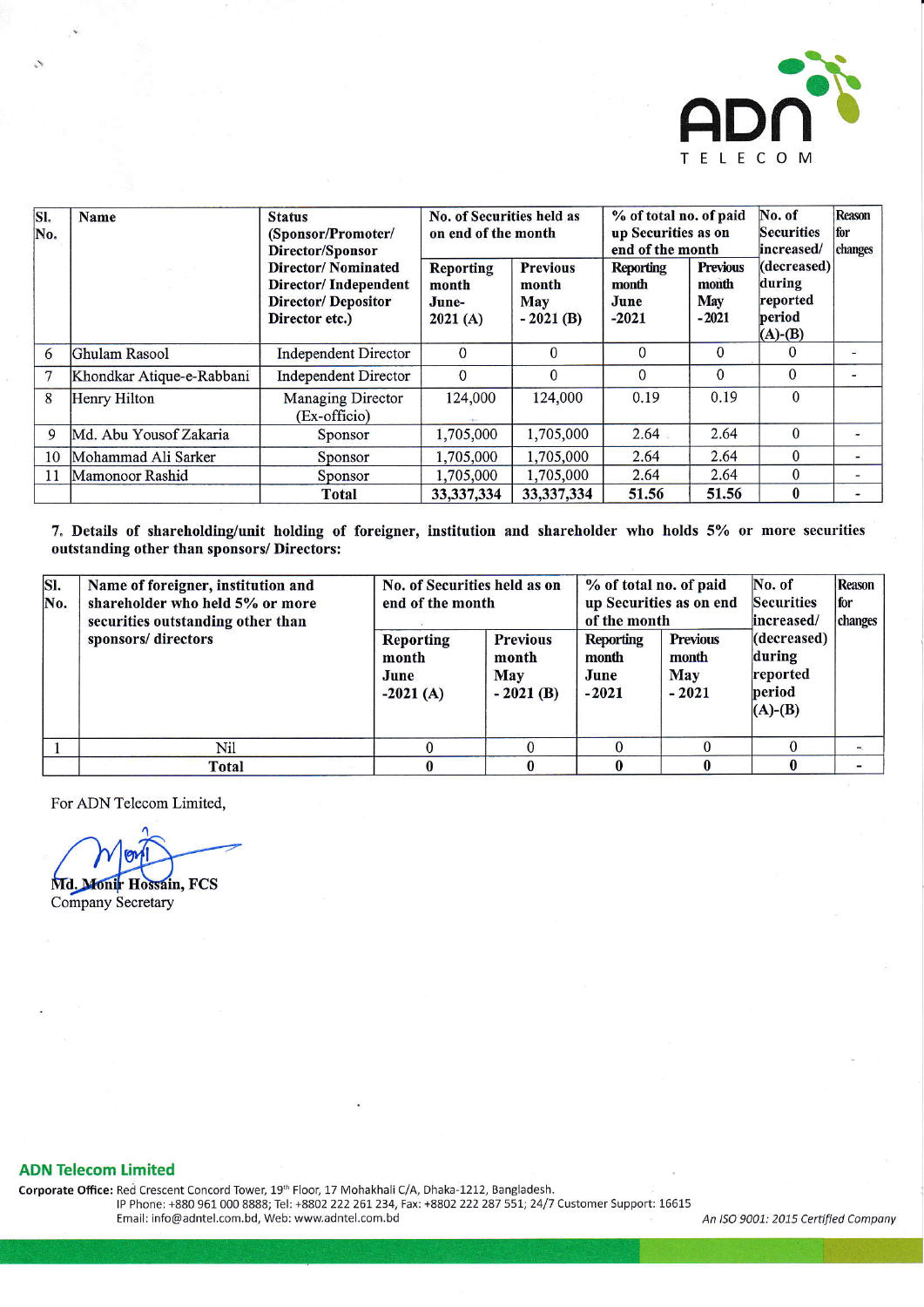| Sl. No. | Name | Status (Sponsor/Promoter/ Director/Sponsor Director/ Nominated Director/ Independent Director/ Depositor Director etc.) | No. of Securities held as on end of the month | | % of total no. of paid up Securities as on end of the month | | No. of Securities increased/ (decreased) during reported period (A)-(B) | Reason for changes |
|---|---|---|---|---|---|---|---|---|
| | | | Reporting month June-2021 (A) | Previous month May - 2021 (B) | Reporting month June -2021 | Previous month May - 2021 | | |
| 6 | Ghulam Rasool | Independent Director | 0 | 0 | 0 | 0 | 0 | - |
| 7 | Khondkar Atique-e-Rabbani | Independent Director | 0 | 0 | 0 | 0 | 0 | - |
| 8 | Henry Hilton | Managing Director (Ex-officio) | 124,000 | 124,000 | 0.19 | 0.19 | 0 | |
| 9 | Md. Abu Yousof Zakaria | Sponsor | 1,705,000 | 1,705,000 | 2.64 | 2.64 | 0 | - |
| 10 | Mohammad Ali Sarker | Sponsor | 1,705,000 | 1,705,000 | 2.64 | 2.64 | 0 | - |
| 11 | Mamonoor Rashid | Sponsor | 1,705,000 | 1,705,000 | 2.64 | 2.64 | 0 | - |
| | | **Total** | **33,337,334** | **33,337,334** | **51.56** | **51.56** | **0** | - |

**7. Details of shareholding/unit holding of foreigner, institution and shareholder who holds 5% or more securities outstanding other than sponsors/ Directors:**

| Sl. No. | Name of foreigner, institution and shareholder who held 5% or more securities outstanding other than sponsors/ directors | No. of Securities held as on end of the month | | % of total no. of paid up Securities as on end of the month | | No. of Securities increased/ (decreased) during reported period (A)-(B) | Reason for changes |
|---|---|---|---|---|---|---|---|
| | | Reporting month June -2021 (A) | Previous month May - 2021 (B) | Reporting month June -2021 | Previous month May - 2021 | | |
| 1 | Nil | 0 | 0 | 0 | 0 | 0 | - |
| | **Total** | **0** | **0** | **0** | **0** | **0** | - |

For ADN Telecom Limited,

Md. Monir Hossain, FCS
Company Secretary